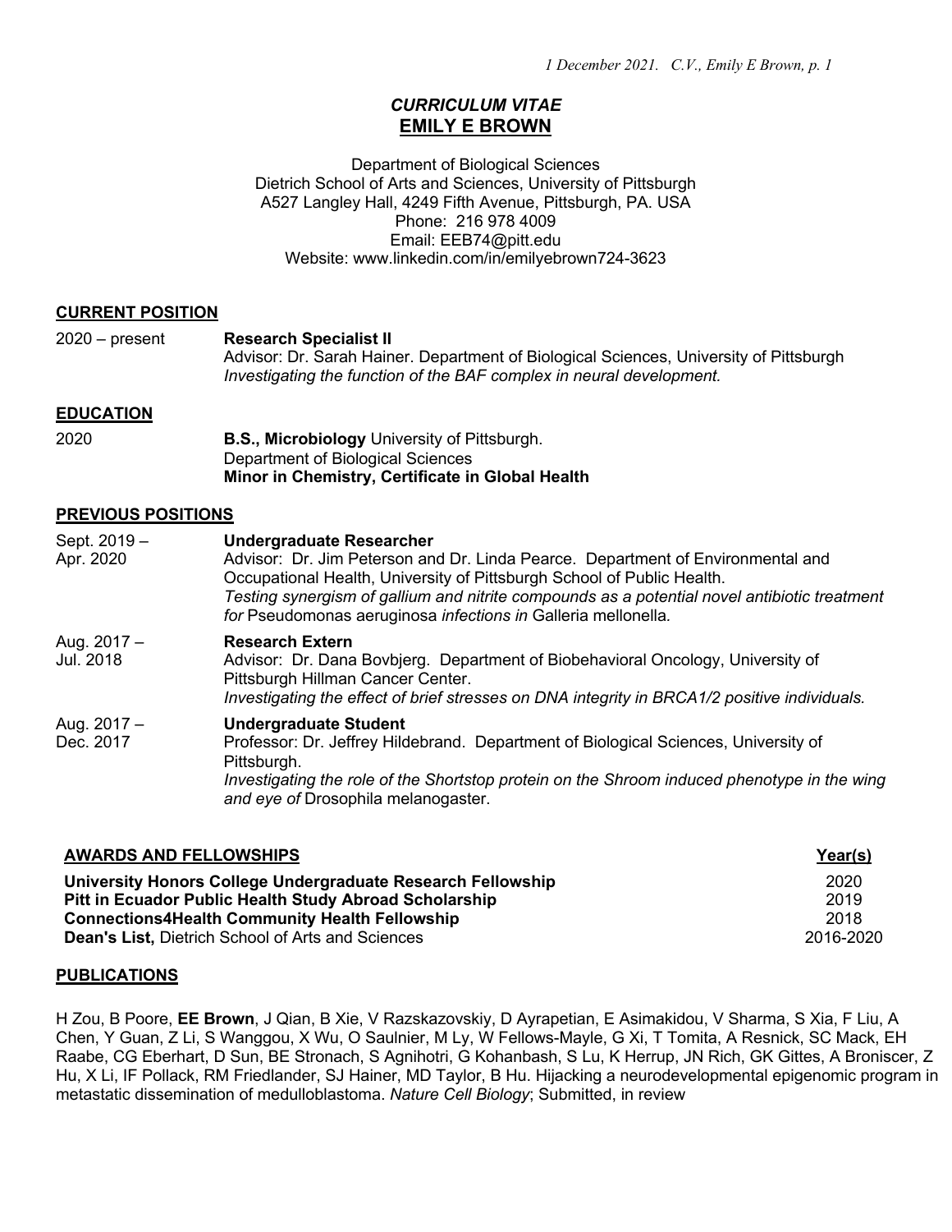# *CURRICULUM VITAE*
# EMILY E BROWN

Department of Biological Sciences
Dietrich School of Arts and Sciences, University of Pittsburgh
A527 Langley Hall, 4249 Fifth Avenue, Pittsburgh, PA. USA
Phone: 216 978 4009
Email: EEB74@pitt.edu
Website: www.linkedin.com/in/emilyebrown724-3623

## CURRENT POSITION

2020 – present **Research Specialist II**
Advisor: Dr. Sarah Hainer. Department of Biological Sciences, University of Pittsburgh
*Investigating the function of the BAF complex in neural development.*

## EDUCATION

2020 **B.S., Microbiology** University of Pittsburgh.
Department of Biological Sciences
**Minor in Chemistry, Certificate in Global Health**

## PREVIOUS POSITIONS

Sept. 2019 – Apr. 2020 **Undergraduate Researcher**
Advisor: Dr. Jim Peterson and Dr. Linda Pearce. Department of Environmental and Occupational Health, University of Pittsburgh School of Public Health.
*Testing synergism of gallium and nitrite compounds as a potential novel antibiotic treatment for* Pseudomonas aeruginosa *infections in* Galleria mellonella*.*

Aug. 2017 – Jul. 2018 **Research Extern**
Advisor: Dr. Dana Bovbjerg. Department of Biobehavioral Oncology, University of Pittsburgh Hillman Cancer Center.
*Investigating the effect of brief stresses on DNA integrity in BRCA1/2 positive individuals.*

Aug. 2017 – Dec. 2017 **Undergraduate Student**
Professor: Dr. Jeffrey Hildebrand. Department of Biological Sciences, University of Pittsburgh.
*Investigating the role of the Shortstop protein on the Shroom induced phenotype in the wing and eye of* Drosophila melanogaster.

## AWARDS AND FELLOWSHIPS

| AWARDS AND FELLOWSHIPS | Year(s) |
|---|---|
| **University Honors College Undergraduate Research Fellowship** | 2020 |
| **Pitt in Ecuador Public Health Study Abroad Scholarship** | 2019 |
| **Connections4Health Community Health Fellowship** | 2018 |
| **Dean's List,** Dietrich School of Arts and Sciences | 2016-2020 |

## PUBLICATIONS

H Zou, B Poore, **EE Brown**, J Qian, B Xie, V Razskazovskiy, D Ayrapetian, E Asimakidou, V Sharma, S Xia, F Liu, A Chen, Y Guan, Z Li, S Wanggou, X Wu, O Saulnier, M Ly, W Fellows-Mayle, G Xi, T Tomita, A Resnick, SC Mack, EH Raabe, CG Eberhart, D Sun, BE Stronach, S Agnihotri, G Kohanbash, S Lu, K Herrup, JN Rich, GK Gittes, A Broniscer, Z Hu, X Li, IF Pollack, RM Friedlander, SJ Hainer, MD Taylor, B Hu. Hijacking a neurodevelopmental epigenomic program in metastatic dissemination of medulloblastoma. *Nature Cell Biology*; Submitted, in review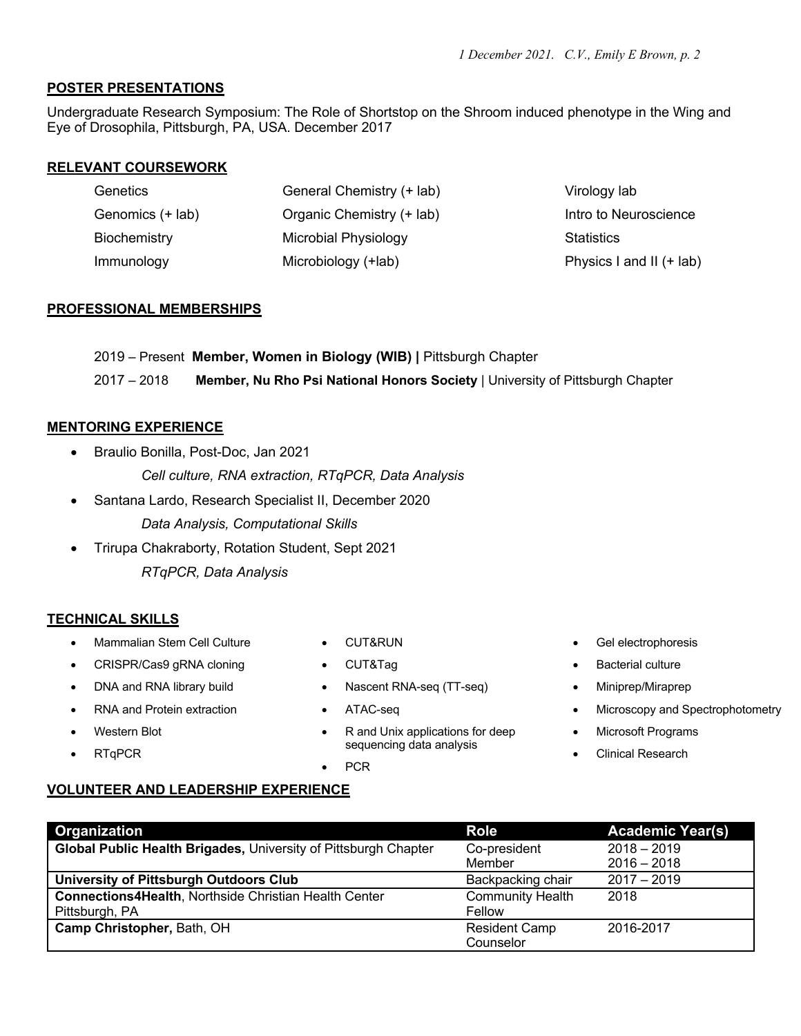## POSTER PRESENTATIONS

Undergraduate Research Symposium: The Role of Shortstop on the Shroom induced phenotype in the Wing and Eye of Drosophila, Pittsburgh, PA, USA. December 2017

## RELEVANT COURSEWORK

| | | |
|---|---|---|
| Genetics | General Chemistry (+ lab) | Virology lab |
| Genomics (+ lab) | Organic Chemistry (+ lab) | Intro to Neuroscience |
| Biochemistry | Microbial Physiology | Statistics |
| Immunology | Microbiology (+lab) | Physics I and II (+ lab) |

## PROFESSIONAL MEMBERSHIPS

2019 – Present **Member, Women in Biology (WIB) |** Pittsburgh Chapter

2017 – 2018 **Member, Nu Rho Psi National Honors Society** | University of Pittsburgh Chapter

## MENTORING EXPERIENCE

- Braulio Bonilla, Post-Doc, Jan 2021
  *Cell culture, RNA extraction, RTqPCR, Data Analysis*
- Santana Lardo, Research Specialist II, December 2020
  *Data Analysis, Computational Skills*
- Trirupa Chakraborty, Rotation Student, Sept 2021
  *RTqPCR, Data Analysis*

## TECHNICAL SKILLS

- Mammalian Stem Cell Culture
- CRISPR/Cas9 gRNA cloning
- DNA and RNA library build
- RNA and Protein extraction
- Western Blot
- RTqPCR
- CUT&RUN
- CUT&Tag
- Nascent RNA-seq (TT-seq)
- ATAC-seq
- R and Unix applications for deep sequencing data analysis
- PCR
- Gel electrophoresis
- Bacterial culture
- Miniprep/Miraprep
- Microscopy and Spectrophotometry
- Microsoft Programs
- Clinical Research

## VOLUNTEER AND LEADERSHIP EXPERIENCE

| Organization | Role | Academic Year(s) |
|---|---|---|
| **Global Public Health Brigades,** University of Pittsburgh Chapter | Co-president<br>Member | 2018 – 2019<br>2016 – 2018 |
| **University of Pittsburgh Outdoors Club** | Backpacking chair | 2017 – 2019 |
| **Connections4Health**, Northside Christian Health Center Pittsburgh, PA | Community Health Fellow | 2018 |
| **Camp Christopher,** Bath, OH | Resident Camp Counselor | 2016-2017 |